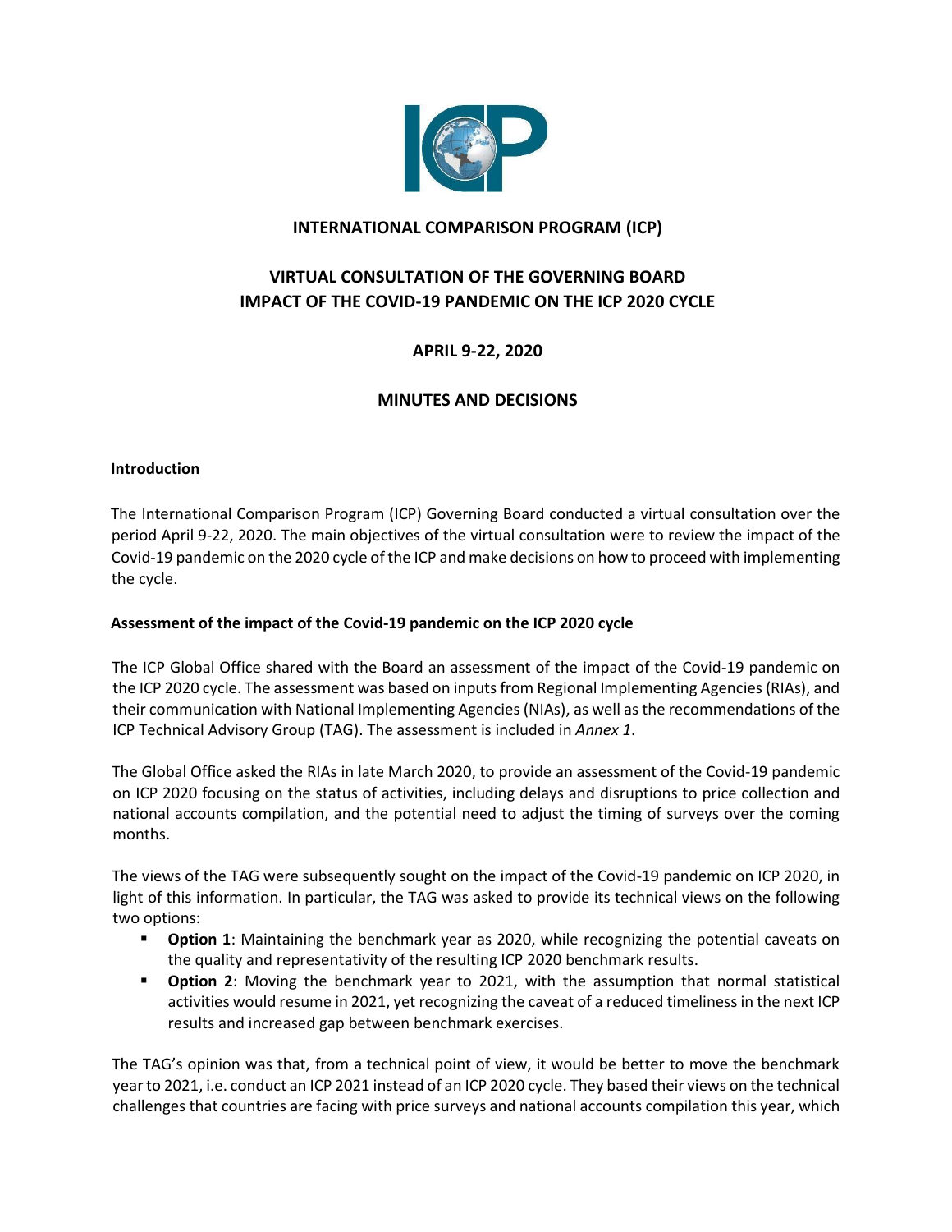# INTERNATIONAL COMPARISON PROGRAM (ICP)

## VIRTUAL CONSULTATION OF THE GOVERNING BOARD
## IMPACT OF THE COVID-19 PANDEMIC ON THE ICP 2020 CYCLE

### APRIL 9-22, 2020

### MINUTES AND DECISIONS

**Introduction**

The International Comparison Program (ICP) Governing Board conducted a virtual consultation over the period April 9-22, 2020. The main objectives of the virtual consultation were to review the impact of the Covid-19 pandemic on the 2020 cycle of the ICP and make decisions on how to proceed with implementing the cycle.

**Assessment of the impact of the Covid-19 pandemic on the ICP 2020 cycle**

The ICP Global Office shared with the Board an assessment of the impact of the Covid-19 pandemic on the ICP 2020 cycle. The assessment was based on inputs from Regional Implementing Agencies (RIAs), and their communication with National Implementing Agencies (NIAs), as well as the recommendations of the ICP Technical Advisory Group (TAG). The assessment is included in *Annex 1*.

The Global Office asked the RIAs in late March 2020, to provide an assessment of the Covid-19 pandemic on ICP 2020 focusing on the status of activities, including delays and disruptions to price collection and national accounts compilation, and the potential need to adjust the timing of surveys over the coming months.

The views of the TAG were subsequently sought on the impact of the Covid-19 pandemic on ICP 2020, in light of this information. In particular, the TAG was asked to provide its technical views on the following two options:

- **Option 1**: Maintaining the benchmark year as 2020, while recognizing the potential caveats on the quality and representativity of the resulting ICP 2020 benchmark results.
- **Option 2**: Moving the benchmark year to 2021, with the assumption that normal statistical activities would resume in 2021, yet recognizing the caveat of a reduced timeliness in the next ICP results and increased gap between benchmark exercises.

The TAG's opinion was that, from a technical point of view, it would be better to move the benchmark year to 2021, i.e. conduct an ICP 2021 instead of an ICP 2020 cycle. They based their views on the technical challenges that countries are facing with price surveys and national accounts compilation this year, which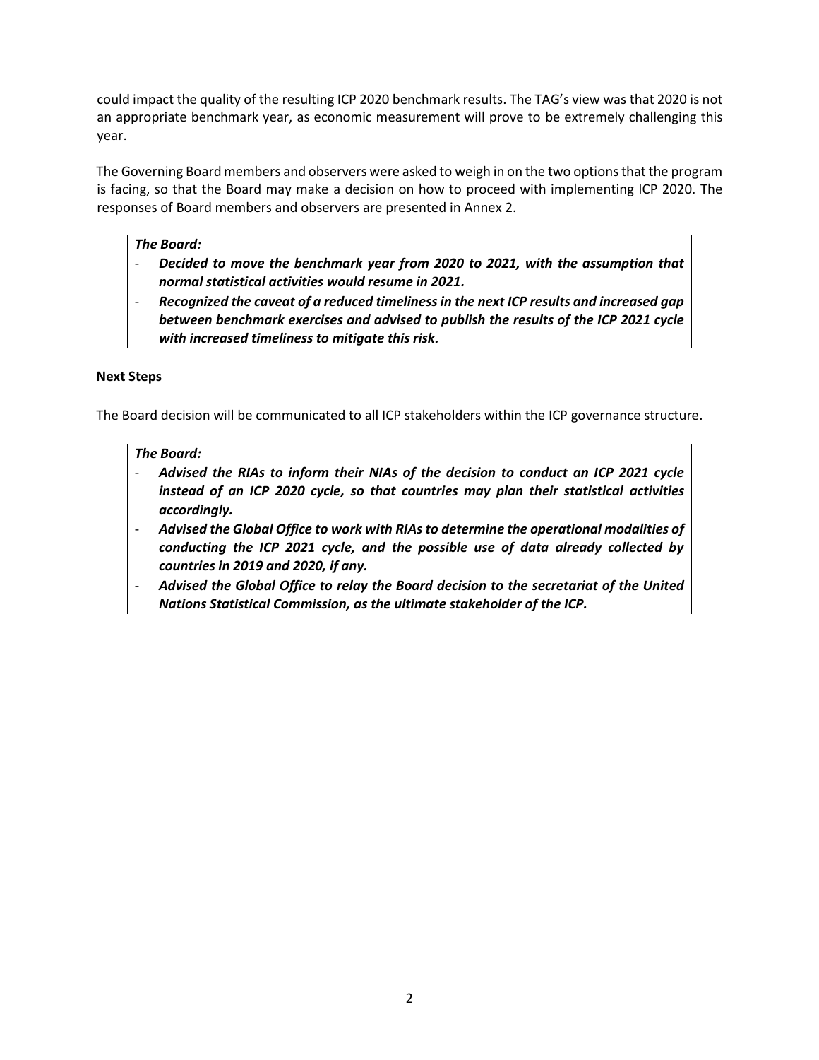could impact the quality of the resulting ICP 2020 benchmark results. The TAG's view was that 2020 is not an appropriate benchmark year, as economic measurement will prove to be extremely challenging this year.

The Governing Board members and observers were asked to weigh in on the two options that the program is facing, so that the Board may make a decision on how to proceed with implementing ICP 2020. The responses of Board members and observers are presented in Annex 2.

> ***The Board:***
> - ***Decided to move the benchmark year from 2020 to 2021, with the assumption that normal statistical activities would resume in 2021.***
> - ***Recognized the caveat of a reduced timeliness in the next ICP results and increased gap between benchmark exercises and advised to publish the results of the ICP 2021 cycle with increased timeliness to mitigate this risk.***

**Next Steps**

The Board decision will be communicated to all ICP stakeholders within the ICP governance structure.

> ***The Board:***
> - ***Advised the RIAs to inform their NIAs of the decision to conduct an ICP 2021 cycle instead of an ICP 2020 cycle, so that countries may plan their statistical activities accordingly.***
> - ***Advised the Global Office to work with RIAs to determine the operational modalities of conducting the ICP 2021 cycle, and the possible use of data already collected by countries in 2019 and 2020, if any.***
> - ***Advised the Global Office to relay the Board decision to the secretariat of the United Nations Statistical Commission, as the ultimate stakeholder of the ICP.***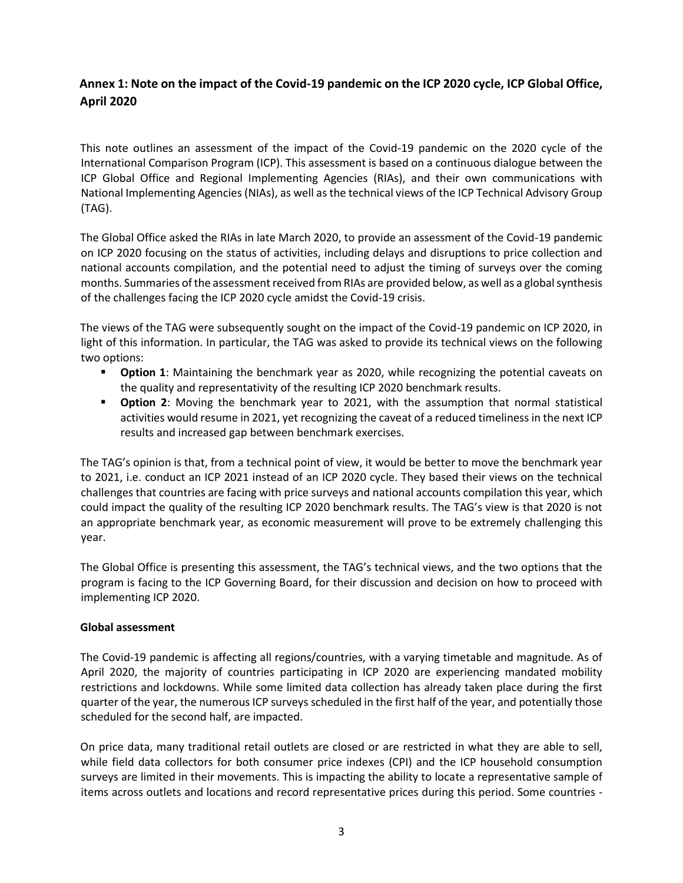## Annex 1: Note on the impact of the Covid-19 pandemic on the ICP 2020 cycle, ICP Global Office, April 2020

This note outlines an assessment of the impact of the Covid-19 pandemic on the 2020 cycle of the International Comparison Program (ICP). This assessment is based on a continuous dialogue between the ICP Global Office and Regional Implementing Agencies (RIAs), and their own communications with National Implementing Agencies (NIAs), as well as the technical views of the ICP Technical Advisory Group (TAG).

The Global Office asked the RIAs in late March 2020, to provide an assessment of the Covid-19 pandemic on ICP 2020 focusing on the status of activities, including delays and disruptions to price collection and national accounts compilation, and the potential need to adjust the timing of surveys over the coming months. Summaries of the assessment received from RIAs are provided below, as well as a global synthesis of the challenges facing the ICP 2020 cycle amidst the Covid-19 crisis.

The views of the TAG were subsequently sought on the impact of the Covid-19 pandemic on ICP 2020, in light of this information. In particular, the TAG was asked to provide its technical views on the following two options:

- **Option 1**: Maintaining the benchmark year as 2020, while recognizing the potential caveats on the quality and representativity of the resulting ICP 2020 benchmark results.
- **Option 2**: Moving the benchmark year to 2021, with the assumption that normal statistical activities would resume in 2021, yet recognizing the caveat of a reduced timeliness in the next ICP results and increased gap between benchmark exercises.

The TAG's opinion is that, from a technical point of view, it would be better to move the benchmark year to 2021, i.e. conduct an ICP 2021 instead of an ICP 2020 cycle. They based their views on the technical challenges that countries are facing with price surveys and national accounts compilation this year, which could impact the quality of the resulting ICP 2020 benchmark results. The TAG's view is that 2020 is not an appropriate benchmark year, as economic measurement will prove to be extremely challenging this year.

The Global Office is presenting this assessment, the TAG's technical views, and the two options that the program is facing to the ICP Governing Board, for their discussion and decision on how to proceed with implementing ICP 2020.

### Global assessment

The Covid-19 pandemic is affecting all regions/countries, with a varying timetable and magnitude. As of April 2020, the majority of countries participating in ICP 2020 are experiencing mandated mobility restrictions and lockdowns. While some limited data collection has already taken place during the first quarter of the year, the numerous ICP surveys scheduled in the first half of the year, and potentially those scheduled for the second half, are impacted.

On price data, many traditional retail outlets are closed or are restricted in what they are able to sell, while field data collectors for both consumer price indexes (CPI) and the ICP household consumption surveys are limited in their movements. This is impacting the ability to locate a representative sample of items across outlets and locations and record representative prices during this period. Some countries -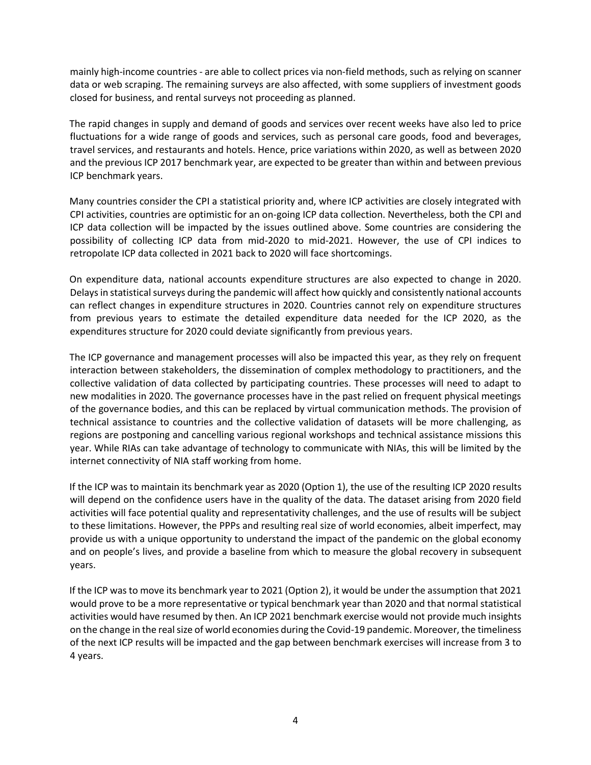mainly high-income countries - are able to collect prices via non-field methods, such as relying on scanner data or web scraping. The remaining surveys are also affected, with some suppliers of investment goods closed for business, and rental surveys not proceeding as planned.

The rapid changes in supply and demand of goods and services over recent weeks have also led to price fluctuations for a wide range of goods and services, such as personal care goods, food and beverages, travel services, and restaurants and hotels. Hence, price variations within 2020, as well as between 2020 and the previous ICP 2017 benchmark year, are expected to be greater than within and between previous ICP benchmark years.

Many countries consider the CPI a statistical priority and, where ICP activities are closely integrated with CPI activities, countries are optimistic for an on-going ICP data collection. Nevertheless, both the CPI and ICP data collection will be impacted by the issues outlined above. Some countries are considering the possibility of collecting ICP data from mid-2020 to mid-2021. However, the use of CPI indices to retropolate ICP data collected in 2021 back to 2020 will face shortcomings.

On expenditure data, national accounts expenditure structures are also expected to change in 2020. Delays in statistical surveys during the pandemic will affect how quickly and consistently national accounts can reflect changes in expenditure structures in 2020. Countries cannot rely on expenditure structures from previous years to estimate the detailed expenditure data needed for the ICP 2020, as the expenditures structure for 2020 could deviate significantly from previous years.

The ICP governance and management processes will also be impacted this year, as they rely on frequent interaction between stakeholders, the dissemination of complex methodology to practitioners, and the collective validation of data collected by participating countries. These processes will need to adapt to new modalities in 2020. The governance processes have in the past relied on frequent physical meetings of the governance bodies, and this can be replaced by virtual communication methods. The provision of technical assistance to countries and the collective validation of datasets will be more challenging, as regions are postponing and cancelling various regional workshops and technical assistance missions this year. While RIAs can take advantage of technology to communicate with NIAs, this will be limited by the internet connectivity of NIA staff working from home.

If the ICP was to maintain its benchmark year as 2020 (Option 1), the use of the resulting ICP 2020 results will depend on the confidence users have in the quality of the data. The dataset arising from 2020 field activities will face potential quality and representativity challenges, and the use of results will be subject to these limitations. However, the PPPs and resulting real size of world economies, albeit imperfect, may provide us with a unique opportunity to understand the impact of the pandemic on the global economy and on people's lives, and provide a baseline from which to measure the global recovery in subsequent years.

If the ICP was to move its benchmark year to 2021 (Option 2), it would be under the assumption that 2021 would prove to be a more representative or typical benchmark year than 2020 and that normal statistical activities would have resumed by then. An ICP 2021 benchmark exercise would not provide much insights on the change in the real size of world economies during the Covid-19 pandemic. Moreover, the timeliness of the next ICP results will be impacted and the gap between benchmark exercises will increase from 3 to 4 years.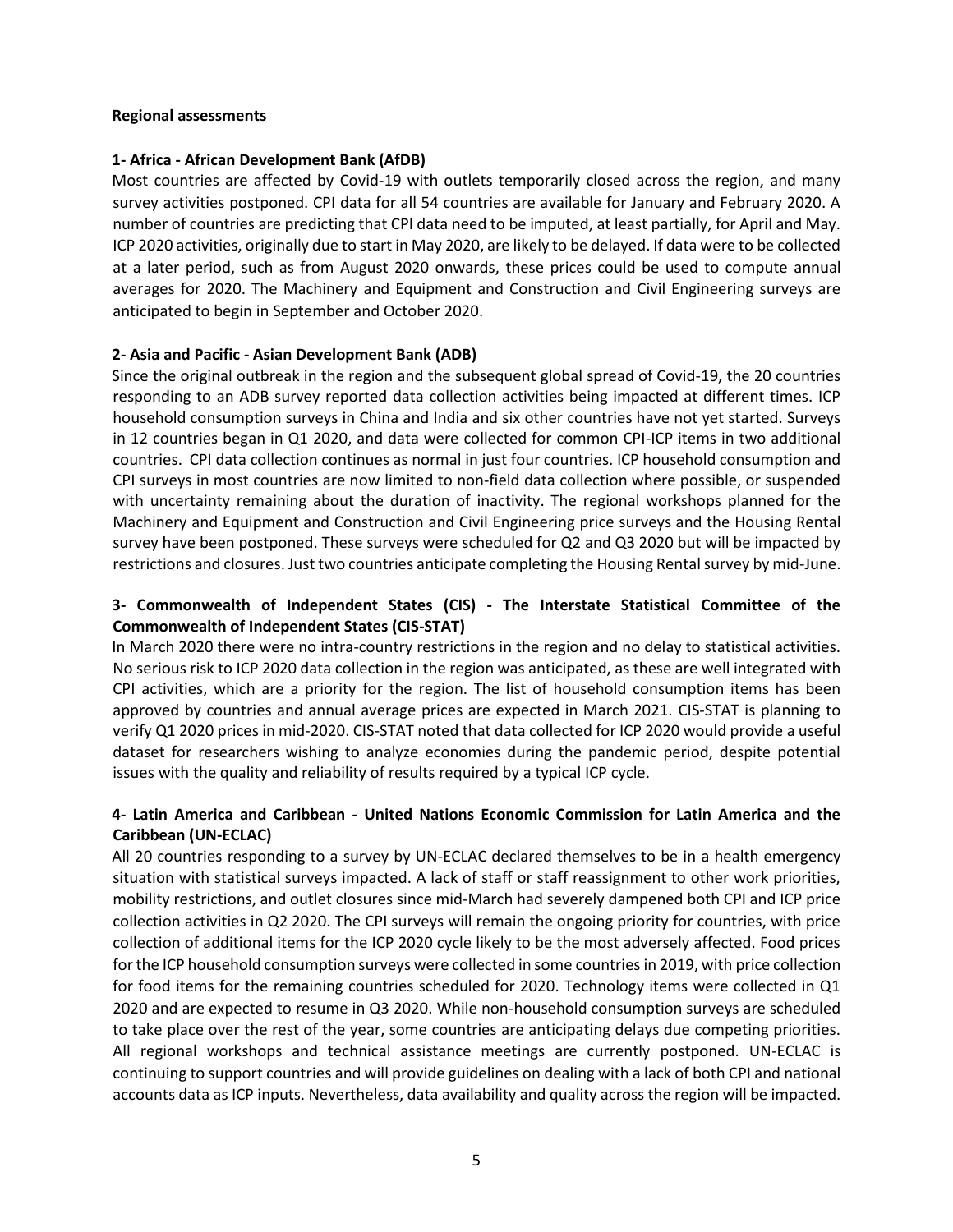**Regional assessments**

**1- Africa - African Development Bank (AfDB)**

Most countries are affected by Covid-19 with outlets temporarily closed across the region, and many survey activities postponed. CPI data for all 54 countries are available for January and February 2020. A number of countries are predicting that CPI data need to be imputed, at least partially, for April and May. ICP 2020 activities, originally due to start in May 2020, are likely to be delayed. If data were to be collected at a later period, such as from August 2020 onwards, these prices could be used to compute annual averages for 2020. The Machinery and Equipment and Construction and Civil Engineering surveys are anticipated to begin in September and October 2020.

**2- Asia and Pacific - Asian Development Bank (ADB)**

Since the original outbreak in the region and the subsequent global spread of Covid-19, the 20 countries responding to an ADB survey reported data collection activities being impacted at different times. ICP household consumption surveys in China and India and six other countries have not yet started. Surveys in 12 countries began in Q1 2020, and data were collected for common CPI-ICP items in two additional countries. CPI data collection continues as normal in just four countries. ICP household consumption and CPI surveys in most countries are now limited to non-field data collection where possible, or suspended with uncertainty remaining about the duration of inactivity. The regional workshops planned for the Machinery and Equipment and Construction and Civil Engineering price surveys and the Housing Rental survey have been postponed. These surveys were scheduled for Q2 and Q3 2020 but will be impacted by restrictions and closures. Just two countries anticipate completing the Housing Rental survey by mid-June.

**3- Commonwealth of Independent States (CIS) - The Interstate Statistical Committee of the Commonwealth of Independent States (CIS-STAT)**

In March 2020 there were no intra-country restrictions in the region and no delay to statistical activities. No serious risk to ICP 2020 data collection in the region was anticipated, as these are well integrated with CPI activities, which are a priority for the region. The list of household consumption items has been approved by countries and annual average prices are expected in March 2021. CIS-STAT is planning to verify Q1 2020 prices in mid-2020. CIS-STAT noted that data collected for ICP 2020 would provide a useful dataset for researchers wishing to analyze economies during the pandemic period, despite potential issues with the quality and reliability of results required by a typical ICP cycle.

**4- Latin America and Caribbean - United Nations Economic Commission for Latin America and the Caribbean (UN-ECLAC)**

All 20 countries responding to a survey by UN-ECLAC declared themselves to be in a health emergency situation with statistical surveys impacted. A lack of staff or staff reassignment to other work priorities, mobility restrictions, and outlet closures since mid-March had severely dampened both CPI and ICP price collection activities in Q2 2020. The CPI surveys will remain the ongoing priority for countries, with price collection of additional items for the ICP 2020 cycle likely to be the most adversely affected. Food prices for the ICP household consumption surveys were collected in some countries in 2019, with price collection for food items for the remaining countries scheduled for 2020. Technology items were collected in Q1 2020 and are expected to resume in Q3 2020. While non-household consumption surveys are scheduled to take place over the rest of the year, some countries are anticipating delays due competing priorities. All regional workshops and technical assistance meetings are currently postponed. UN-ECLAC is continuing to support countries and will provide guidelines on dealing with a lack of both CPI and national accounts data as ICP inputs. Nevertheless, data availability and quality across the region will be impacted.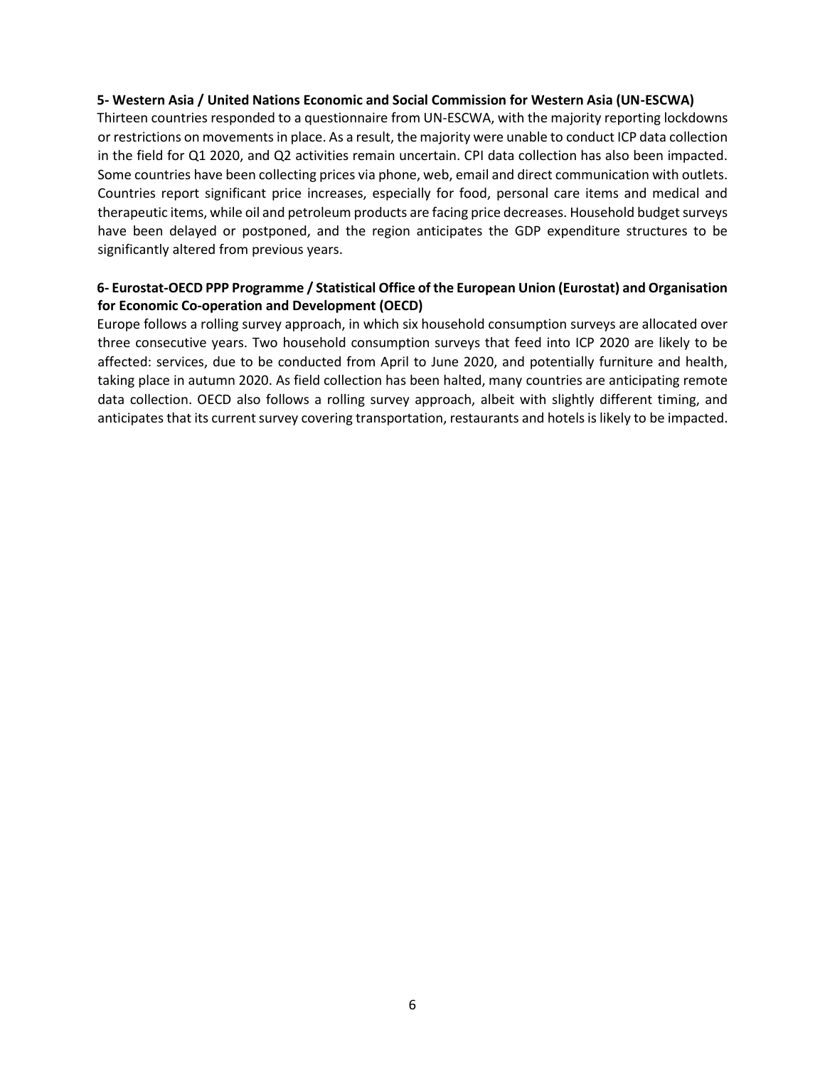**5- Western Asia / United Nations Economic and Social Commission for Western Asia (UN-ESCWA)**

Thirteen countries responded to a questionnaire from UN-ESCWA, with the majority reporting lockdowns or restrictions on movements in place. As a result, the majority were unable to conduct ICP data collection in the field for Q1 2020, and Q2 activities remain uncertain. CPI data collection has also been impacted. Some countries have been collecting prices via phone, web, email and direct communication with outlets. Countries report significant price increases, especially for food, personal care items and medical and therapeutic items, while oil and petroleum products are facing price decreases. Household budget surveys have been delayed or postponed, and the region anticipates the GDP expenditure structures to be significantly altered from previous years.

**6- Eurostat-OECD PPP Programme / Statistical Office of the European Union (Eurostat) and Organisation for Economic Co-operation and Development (OECD)**

Europe follows a rolling survey approach, in which six household consumption surveys are allocated over three consecutive years. Two household consumption surveys that feed into ICP 2020 are likely to be affected: services, due to be conducted from April to June 2020, and potentially furniture and health, taking place in autumn 2020. As field collection has been halted, many countries are anticipating remote data collection. OECD also follows a rolling survey approach, albeit with slightly different timing, and anticipates that its current survey covering transportation, restaurants and hotels is likely to be impacted.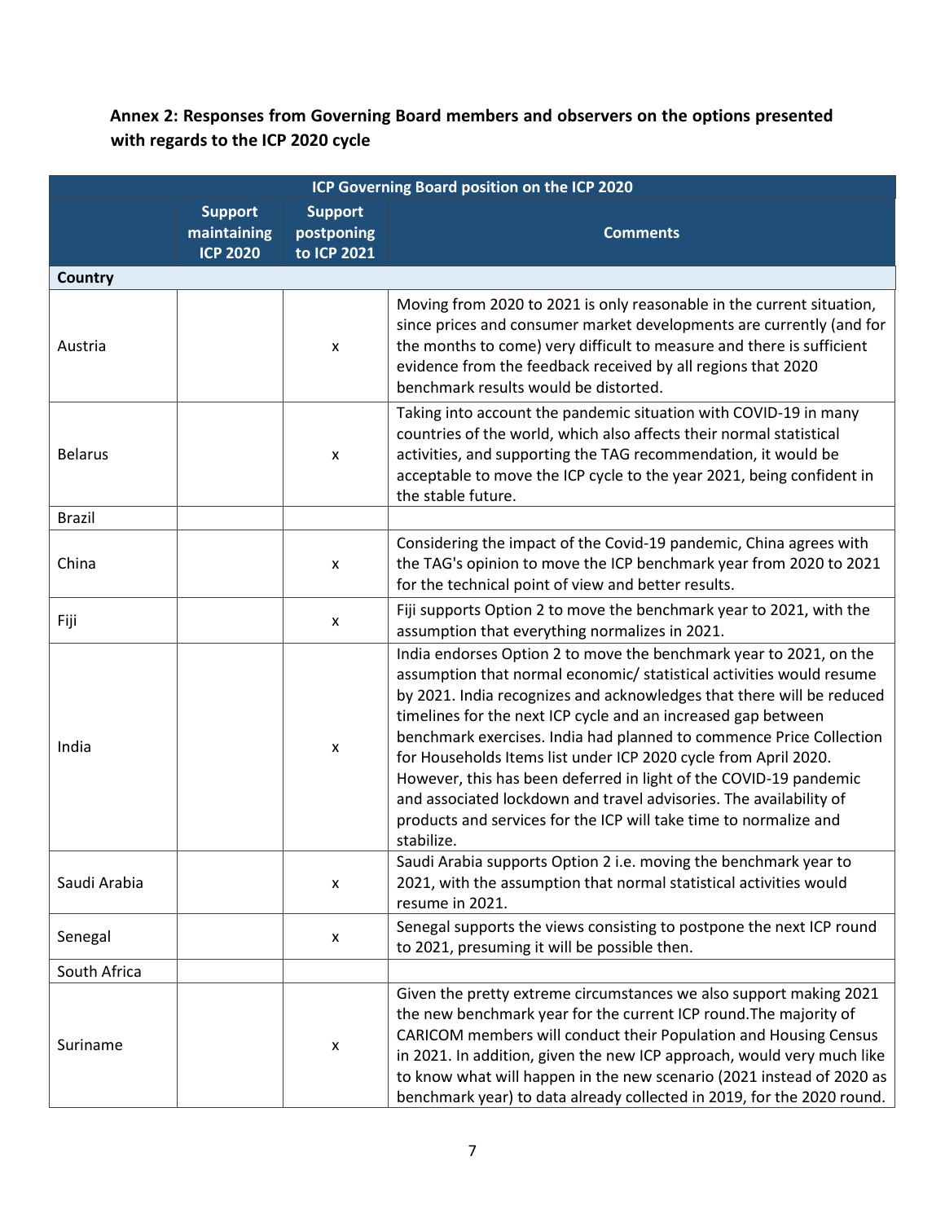**Annex 2: Responses from Governing Board members and observers on the options presented with regards to the ICP 2020 cycle**

| ICP Governing Board position on the ICP 2020 | | | |
|---|---|---|---|
| | Support maintaining ICP 2020 | Support postponing to ICP 2021 | Comments |
| **Country** | | | |
| Austria | | x | Moving from 2020 to 2021 is only reasonable in the current situation, since prices and consumer market developments are currently (and for the months to come) very difficult to measure and there is sufficient evidence from the feedback received by all regions that 2020 benchmark results would be distorted. |
| Belarus | | x | Taking into account the pandemic situation with COVID-19 in many countries of the world, which also affects their normal statistical activities, and supporting the TAG recommendation, it would be acceptable to move the ICP cycle to the year 2021, being confident in the stable future. |
| Brazil | | | |
| China | | x | Considering the impact of the Covid-19 pandemic, China agrees with the TAG's opinion to move the ICP benchmark year from 2020 to 2021 for the technical point of view and better results. |
| Fiji | | x | Fiji supports Option 2 to move the benchmark year to 2021, with the assumption that everything normalizes in 2021. |
| India | | x | India endorses Option 2 to move the benchmark year to 2021, on the assumption that normal economic/ statistical activities would resume by 2021. India recognizes and acknowledges that there will be reduced timelines for the next ICP cycle and an increased gap between benchmark exercises. India had planned to commence Price Collection for Households Items list under ICP 2020 cycle from April 2020. However, this has been deferred in light of the COVID-19 pandemic and associated lockdown and travel advisories. The availability of products and services for the ICP will take time to normalize and stabilize. |
| Saudi Arabia | | x | Saudi Arabia supports Option 2 i.e. moving the benchmark year to 2021, with the assumption that normal statistical activities would resume in 2021. |
| Senegal | | x | Senegal supports the views consisting to postpone the next ICP round to 2021, presuming it will be possible then. |
| South Africa | | | |
| Suriname | | x | Given the pretty extreme circumstances we also support making 2021 the new benchmark year for the current ICP round.The majority of CARICOM members will conduct their Population and Housing Census in 2021. In addition, given the new ICP approach, would very much like to know what will happen in the new scenario (2021 instead of 2020 as benchmark year) to data already collected in 2019, for the 2020 round. |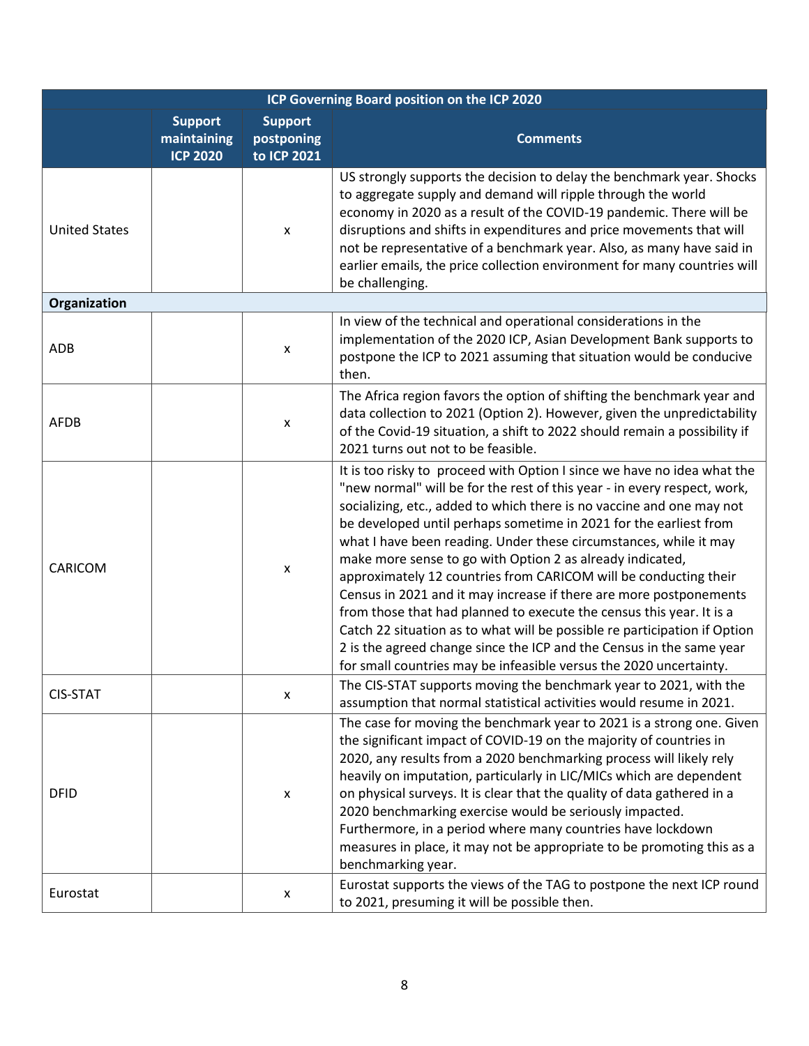| ICP Governing Board position on the ICP 2020 | | | |
|---|---|---|---|
| | **Support maintaining ICP 2020** | **Support postponing to ICP 2021** | **Comments** |
| United States | | x | US strongly supports the decision to delay the benchmark year. Shocks to aggregate supply and demand will ripple through the world economy in 2020 as a result of the COVID-19 pandemic. There will be disruptions and shifts in expenditures and price movements that will not be representative of a benchmark year. Also, as many have said in earlier emails, the price collection environment for many countries will be challenging. |
| **Organization** | | | |
| ADB | | x | In view of the technical and operational considerations in the implementation of the 2020 ICP, Asian Development Bank supports to postpone the ICP to 2021 assuming that situation would be conducive then. |
| AFDB | | x | The Africa region favors the option of shifting the benchmark year and data collection to 2021 (Option 2). However, given the unpredictability of the Covid-19 situation, a shift to 2022 should remain a possibility if 2021 turns out not to be feasible. |
| CARICOM | | x | It is too risky to proceed with Option I since we have no idea what the "new normal" will be for the rest of this year - in every respect, work, socializing, etc., added to which there is no vaccine and one may not be developed until perhaps sometime in 2021 for the earliest from what I have been reading. Under these circumstances, while it may make more sense to go with Option 2 as already indicated, approximately 12 countries from CARICOM will be conducting their Census in 2021 and it may increase if there are more postponements from those that had planned to execute the census this year. It is a Catch 22 situation as to what will be possible re participation if Option 2 is the agreed change since the ICP and the Census in the same year for small countries may be infeasible versus the 2020 uncertainty. |
| CIS-STAT | | x | The CIS-STAT supports moving the benchmark year to 2021, with the assumption that normal statistical activities would resume in 2021. |
| DFID | | x | The case for moving the benchmark year to 2021 is a strong one. Given the significant impact of COVID-19 on the majority of countries in 2020, any results from a 2020 benchmarking process will likely rely heavily on imputation, particularly in LIC/MICs which are dependent on physical surveys. It is clear that the quality of data gathered in a 2020 benchmarking exercise would be seriously impacted. Furthermore, in a period where many countries have lockdown measures in place, it may not be appropriate to be promoting this as a benchmarking year. |
| Eurostat | | x | Eurostat supports the views of the TAG to postpone the next ICP round to 2021, presuming it will be possible then. |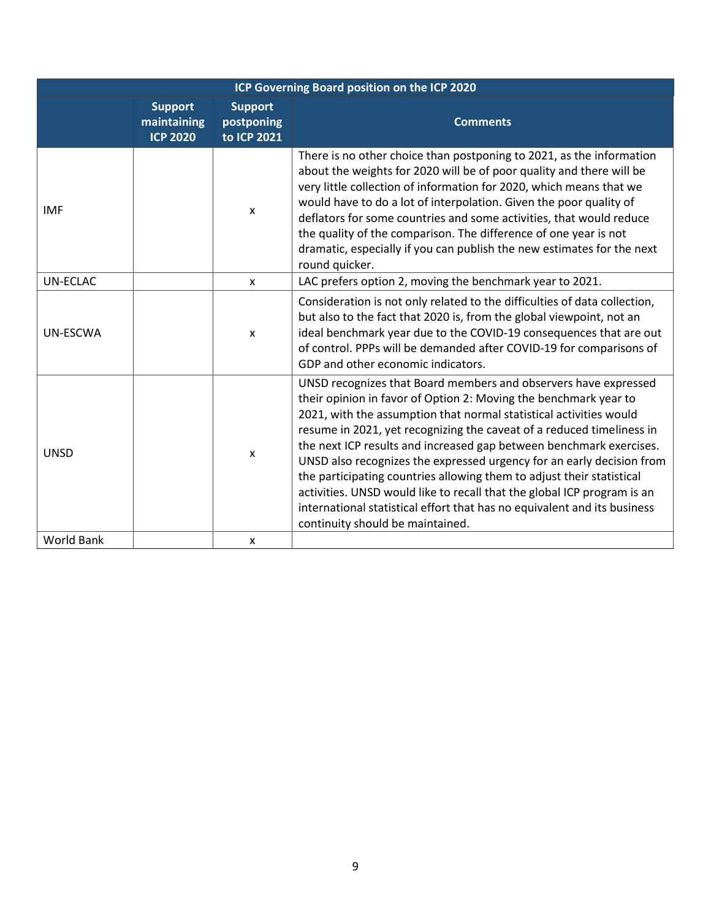| ICP Governing Board position on the ICP 2020 | | | |
|---|---|---|---|
| | **Support maintaining ICP 2020** | **Support postponing to ICP 2021** | **Comments** |
| IMF | | x | There is no other choice than postponing to 2021, as the information about the weights for 2020 will be of poor quality and there will be very little collection of information for 2020, which means that we would have to do a lot of interpolation. Given the poor quality of deflators for some countries and some activities, that would reduce the quality of the comparison. The difference of one year is not dramatic, especially if you can publish the new estimates for the next round quicker. |
| UN-ECLAC | | x | LAC prefers option 2, moving the benchmark year to 2021. |
| UN-ESCWA | | x | Consideration is not only related to the difficulties of data collection, but also to the fact that 2020 is, from the global viewpoint, not an ideal benchmark year due to the COVID-19 consequences that are out of control. PPPs will be demanded after COVID-19 for comparisons of GDP and other economic indicators. |
| UNSD | | x | UNSD recognizes that Board members and observers have expressed their opinion in favor of Option 2: Moving the benchmark year to 2021, with the assumption that normal statistical activities would resume in 2021, yet recognizing the caveat of a reduced timeliness in the next ICP results and increased gap between benchmark exercises. UNSD also recognizes the expressed urgency for an early decision from the participating countries allowing them to adjust their statistical activities. UNSD would like to recall that the global ICP program is an international statistical effort that has no equivalent and its business continuity should be maintained. |
| World Bank | | x | |